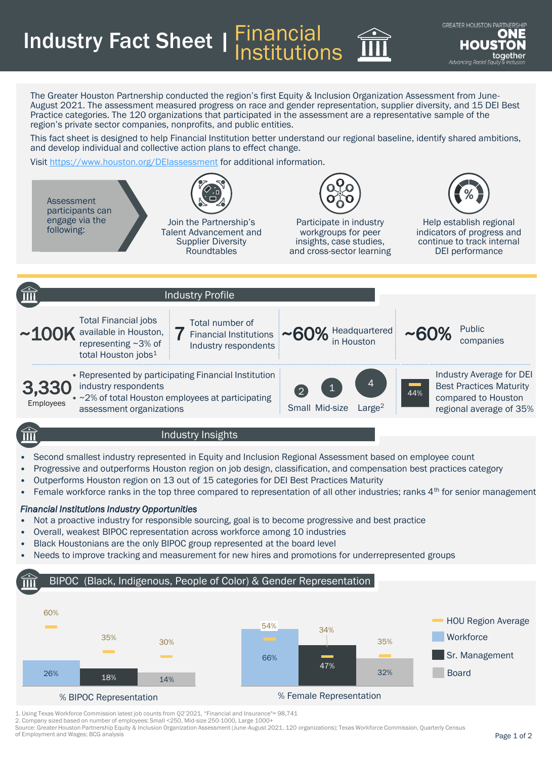# Industry Fact Sheet | Financial Institutions

GREATER HOUSTON PARTNERSHIP ONE HOUSTON together — Advancing Racial Equity & Inclusion

The Greater Houston Partnership conducted the region's first Equity & Inclusion Organization Assessment from June-August 2021. The assessment measured progress on race and gender representation, supplier diversity, and 15 DEI Best Practice categories. The 120 organizations that participated in the assessment are a representative sample of the region's private sector companies, nonprofits, and public entities.

This fact sheet is designed to help Financial Institution better understand our regional baseline, identify shared ambitions, and develop individual and collective action plans to effect change.

Visit https://www.houston.org/DEIassessment for additional information.

Assessment participants can engage via the following:

- Join the Partnership's Talent Advancement and Supplier Diversity Roundtables
- Participate in industry workgroups for peer insights, case studies, and cross-sector learning
- Help establish regional indicators of progress and continue to track internal DEI performance

## Industry Profile

- **~100K** Total Financial jobs available in Houston, representing ~3% of total Houston jobs[1]
- **7** Total number of Financial Institutions Industry respondents
- **~60%** Headquartered in Houston
- **~60%** Public companies
- **3,330** Employees
  - Represented by participating Financial Institution industry respondents
  - ~2% of total Houston employees at participating assessment organizations
- Company size: **2** Small, **1** Mid-size, **4** Large[2]
- **44%** Industry Average for DEI Best Practices Maturity compared to Houston regional average of 35%

## Industry Insights

- Second smallest industry represented in Equity and Inclusion Regional Assessment based on employee count
- Progressive and outperforms Houston region on job design, classification, and compensation best practices category
- Outperforms Houston region on 13 out of 15 categories for DEI Best Practices Maturity
- Female workforce ranks in the top three compared to representation of all other industries; ranks 4th for senior management

### *Financial Institutions Industry Opportunities*

- Not a proactive industry for responsible sourcing, goal is to become progressive and best practice
- Overall, weakest BIPOC representation across workforce among 10 industries
- Black Houstonians are the only BIPOC group represented at the board level
- Needs to improve tracking and measurement for new hires and promotions for underrepresented groups

## BIPOC (Black, Indigenous, People of Color) & Gender Representation

| | Workforce | Sr. Management | Board |
|---|---|---|---|
| % BIPOC Representation | 26% | 18% | 14% |
| HOU Region Average (BIPOC) | 60% | 35% | 30% |
| % Female Representation | 66% | 47% | 32% |
| HOU Region Average (Female) | 54% | 34% | 35% |

1. Using Texas Workforce Commission latest job counts from Q2'2021, "Financial and Insurance"= 98,741
2. Company sized based on number of employees: Small <250, Mid-size 250-1000, Large 1000+

Source: Greater Houston Partnership Equity & Inclusion Organization Assessment (June-August 2021, 120 organizations); Texas Workforce Commission, Quarterly Census of Employment and Wages; BCG analysis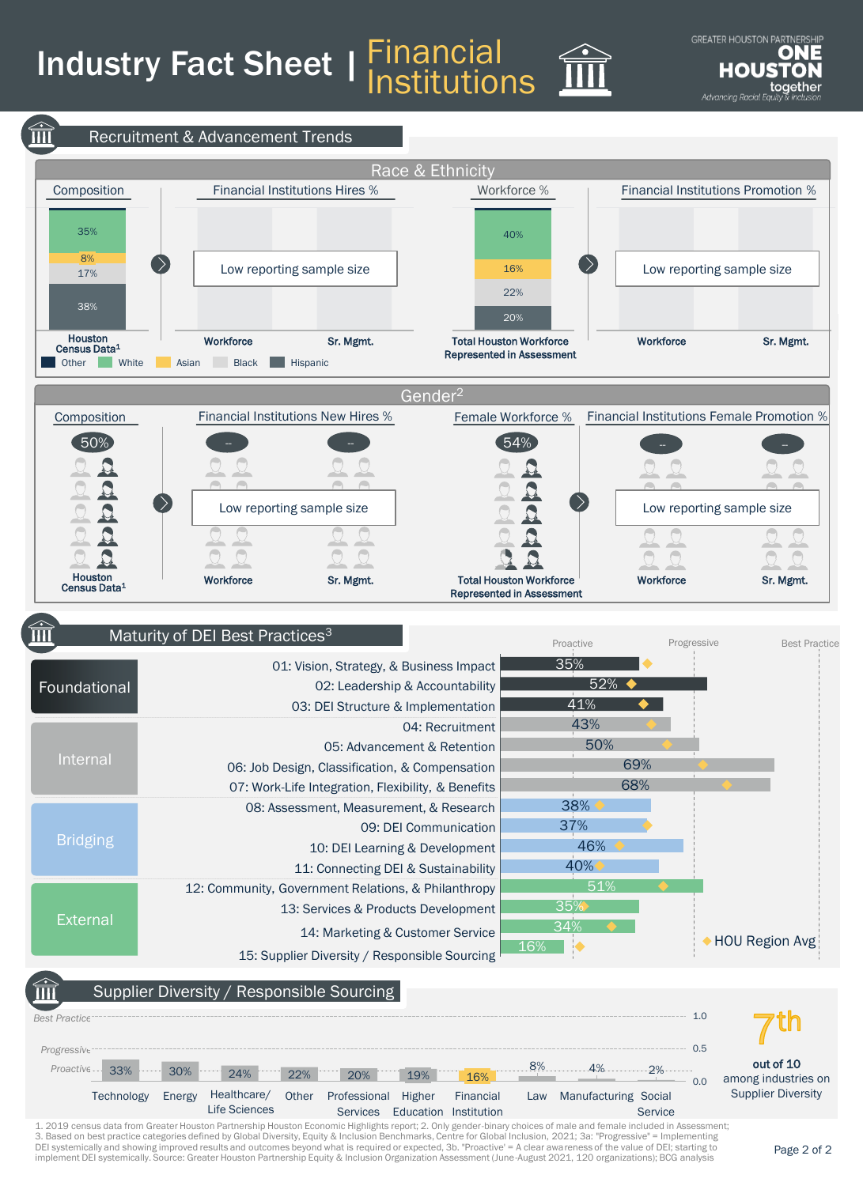# Industry Fact Sheet | Financial Institutions

GREATER HOUSTON PARTNERSHIP
ONE HOUSTON together
Advancing Racial Equity & Inclusion

## Recruitment & Advancement Trends

### Race & Ethnicity

**Composition**

35%
8%
17%
38%

Houston Census Data[1]

Other | White | Asian | Black | Hispanic

**Financial Institutions Hires %**

Low reporting sample size

Workforce | Sr. Mgmt.

**Workforce %**

40%
16%
22%
20%

Total Houston Workforce Represented in Assessment

**Financial Institutions Promotion %**

Low reporting sample size

Workforce | Sr. Mgmt.

### Gender[2]

**Composition**

50%

Houston Census Data[1]

**Financial Institutions New Hires %**

--
--

Low reporting sample size

Workforce | Sr. Mgmt.

**Female Workforce %**

54%

Total Houston Workforce Represented in Assessment

**Financial Institutions Female Promotion %**

--
--

Low reporting sample size

Workforce | Sr. Mgmt.

## Maturity of DEI Best Practices[3]

Proactive | Progressive | Best Practice

**Foundational**

01: Vision, Strategy, & Business Impact 35%
02: Leadership & Accountability 52%
03: DEI Structure & Implementation 41%

**Internal**

04: Recruitment 43%
05: Advancement & Retention 50%
06: Job Design, Classification, & Compensation 69%
07: Work-Life Integration, Flexibility, & Benefits 68%

**Bridging**

08: Assessment, Measurement, & Research 38%
09: DEI Communication 37%
10: DEI Learning & Development 46%
11: Connecting DEI & Sustainability 40%

**External**

12: Community, Government Relations, & Philanthropy 51%
13: Services & Products Development 35%
14: Marketing & Customer Service 34%
15: Supplier Diversity / Responsible Sourcing 16%

◆ HOU Region Avg

## Supplier Diversity / Responsible Sourcing

Best Practice 1.0
Progressive 0.5
Proactive 0.0

Technology 33%
Energy 30%
Healthcare/ Life Sciences 24%
Other 22%
Professional Services 20%
Higher Education 19%
Financial Institution 16%
Law 8%
Manufacturing 4%
Social Service 2%

**7th** out of 10 among industries on Supplier Diversity

1. 2019 census data from Greater Houston Partnership Houston Economic Highlights report; 2. Only gender-binary choices of male and female included in Assessment; 3. Based on best practice categories defined by Global Diversity, Equity & Inclusion Benchmarks, Centre for Global Inclusion, 2021; 3a: "Progressive" = Implementing DEI systemically and showing improved results and outcomes beyond what is required or expected, 3b. "Proactive" = A clear awareness of the value of DEI; starting to implement DEI systemically. Source: Greater Houston Partnership Equity & Inclusion Organization Assessment (June-August 2021, 120 organizations); BCG analysis